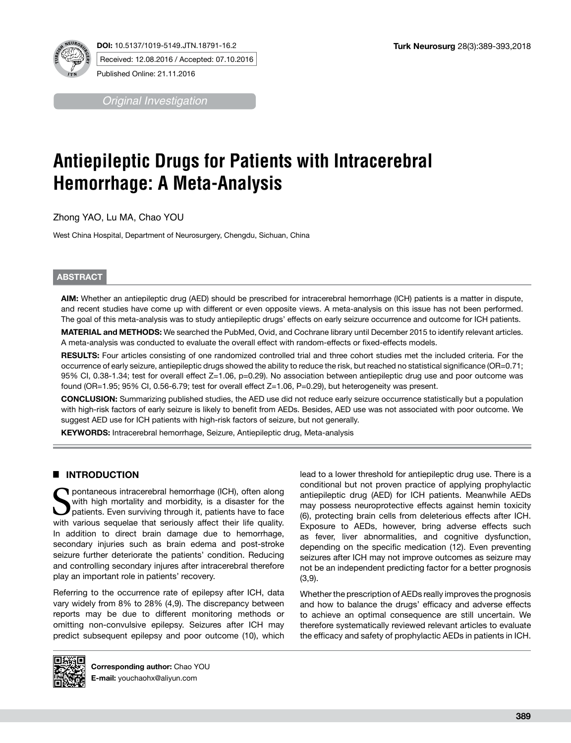**DOI:** 10.5137/1019-5149.JTN.18791-16.2

Received: 12.08.2016 / Accepted: 07.10.2016

Published Online: 21.11.2016

*Original Investigation*

# Antiepileptic Drugs for Patients with Intracerebral Hemorrhage: A Meta-Analysis

Zhong YAO, Lu MA, Chao YOU

West China Hospital, Department of Neurosurgery, Chengdu, Sichuan, China

## ABSTRACT

**AIM:** Whether an antiepileptic drug (AED) should be prescribed for intracerebral hemorrhage (ICH) patients is a matter in dispute, and recent studies have come up with different or even opposite views. A meta-analysis on this issue has not been performed. The goal of this meta-analysis was to study antiepileptic drugs' effects on early seizure occurrence and outcome for ICH patients.

**MATERIAL and METHODS:** We searched the PubMed, Ovid, and Cochrane library until December 2015 to identify relevant articles. A meta-analysis was conducted to evaluate the overall effect with random-effects or fixed-effects models.

**RESULTS:** Four articles consisting of one randomized controlled trial and three cohort studies met the included criteria. For the occurrence of early seizure, antiepileptic drugs showed the ability to reduce the risk, but reached no statistical significance (OR=0.71; 95% CI, 0.38-1.34; test for overall effect Z=1.06, p=0.29). No association between antiepileptic drug use and poor outcome was found (OR=1.95; 95% CI, 0.56-6.79; test for overall effect Z=1.06, P=0.29), but heterogeneity was present.

**CONCLUSION:** Summarizing published studies, the AED use did not reduce early seizure occurrence statistically but a population with high-risk factors of early seizure is likely to benefit from AEDs. Besides, AED use was not associated with poor outcome. We suggest AED use for ICH patients with high-risk factors of seizure, but not generally.

**KEYWORDS:** Intracerebral hemorrhage, Seizure, Antiepileptic drug, Meta-analysis

## INTRODUCTION

Spontaneous intracerebral hemorrhage (ICH), often along with high mortality and morbidity, is a disaster for the patients. Even surviving through it, patients have to face with various sequelae that seriously affect their life quality. In addition to direct brain damage due to hemorrhage, secondary injuries such as brain edema and post-stroke seizure further deteriorate the patients' condition. Reducing and controlling secondary injures after intracerebral therefore play an important role in patients' recovery.

Referring to the occurrence rate of epilepsy after ICH, data vary widely from 8% to 28% (4,9). The discrepancy between reports may be due to different monitoring methods or omitting non-convulsive epilepsy. Seizures after ICH may predict subsequent epilepsy and poor outcome (10), which lead to a lower threshold for antiepileptic drug use. There is a conditional but not proven practice of applying prophylactic antiepileptic drug (AED) for ICH patients. Meanwhile AEDs may possess neuroprotective effects against hemin toxicity (6), protecting brain cells from deleterious effects after ICH. Exposure to AEDs, however, bring adverse effects such as fever, liver abnormalities, and cognitive dysfunction, depending on the specific medication (12). Even preventing seizures after ICH may not improve outcomes as seizure may not be an independent predicting factor for a better prognosis (3,9).

Whether the prescription of AEDs really improves the prognosis and how to balance the drugs' efficacy and adverse effects to achieve an optimal consequence are still uncertain. We therefore systematically reviewed relevant articles to evaluate the efficacy and safety of prophylactic AEDs in patients in ICH.

**Corresponding author:** Chao YOU
**E-mail:** youchaohx@aliyun.com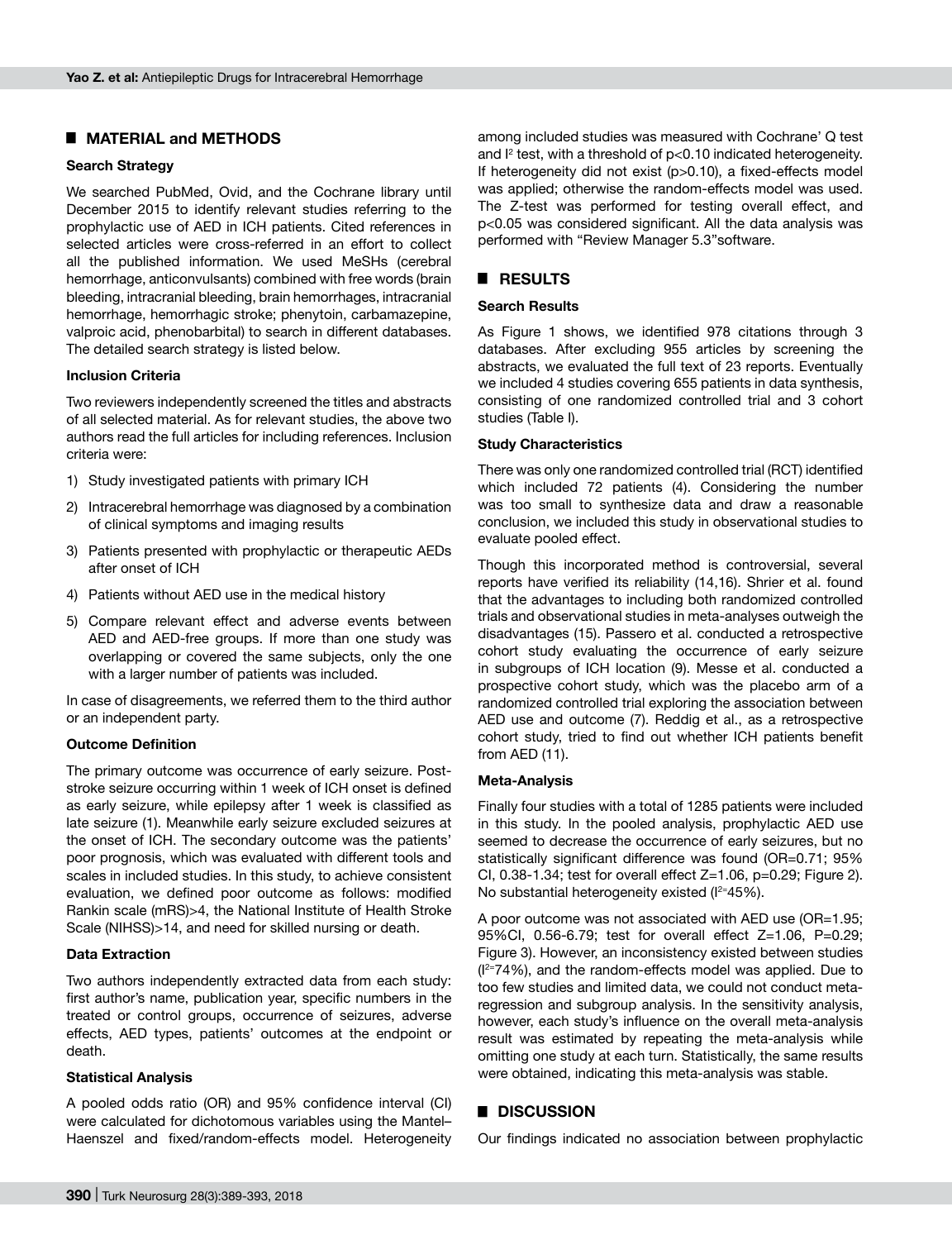## MATERIAL and METHODS

### Search Strategy

We searched PubMed, Ovid, and the Cochrane library until December 2015 to identify relevant studies referring to the prophylactic use of AED in ICH patients. Cited references in selected articles were cross-referred in an effort to collect all the published information. We used MeSHs (cerebral hemorrhage, anticonvulsants) combined with free words (brain bleeding, intracranial bleeding, brain hemorrhages, intracranial hemorrhage, hemorrhagic stroke; phenytoin, carbamazepine, valproic acid, phenobarbital) to search in different databases. The detailed search strategy is listed below.

### Inclusion Criteria

Two reviewers independently screened the titles and abstracts of all selected material. As for relevant studies, the above two authors read the full articles for including references. Inclusion criteria were:

1) Study investigated patients with primary ICH
2) Intracerebral hemorrhage was diagnosed by a combination of clinical symptoms and imaging results
3) Patients presented with prophylactic or therapeutic AEDs after onset of ICH
4) Patients without AED use in the medical history
5) Compare relevant effect and adverse events between AED and AED-free groups. If more than one study was overlapping or covered the same subjects, only the one with a larger number of patients was included.

In case of disagreements, we referred them to the third author or an independent party.

### Outcome Definition

The primary outcome was occurrence of early seizure. Post-stroke seizure occurring within 1 week of ICH onset is defined as early seizure, while epilepsy after 1 week is classified as late seizure (1). Meanwhile early seizure excluded seizures at the onset of ICH. The secondary outcome was the patients' poor prognosis, which was evaluated with different tools and scales in included studies. In this study, to achieve consistent evaluation, we defined poor outcome as follows: modified Rankin scale (mRS)>4, the National Institute of Health Stroke Scale (NIHSS)>14, and need for skilled nursing or death.

### Data Extraction

Two authors independently extracted data from each study: first author's name, publication year, specific numbers in the treated or control groups, occurrence of seizures, adverse effects, AED types, patients' outcomes at the endpoint or death.

### Statistical Analysis

A pooled odds ratio (OR) and 95% confidence interval (CI) were calculated for dichotomous variables using the Mantel–Haenszel and fixed/random-effects model. Heterogeneity among included studies was measured with Cochrane' Q test and $I^2$ test, with a threshold of $p<0.10$ indicated heterogeneity. If heterogeneity did not exist ($p>0.10$), a fixed-effects model was applied; otherwise the random-effects model was used. The Z-test was performed for testing overall effect, and $p<0.05$ was considered significant. All the data analysis was performed with "Review Manager 5.3"software.

## RESULTS

### Search Results

As Figure 1 shows, we identified 978 citations through 3 databases. After excluding 955 articles by screening the abstracts, we evaluated the full text of 23 reports. Eventually we included 4 studies covering 655 patients in data synthesis, consisting of one randomized controlled trial and 3 cohort studies (Table I).

### Study Characteristics

There was only one randomized controlled trial (RCT) identified which included 72 patients (4). Considering the number was too small to synthesize data and draw a reasonable conclusion, we included this study in observational studies to evaluate pooled effect.

Though this incorporated method is controversial, several reports have verified its reliability (14,16). Shrier et al. found that the advantages to including both randomized controlled trials and observational studies in meta-analyses outweigh the disadvantages (15). Passero et al. conducted a retrospective cohort study evaluating the occurrence of early seizure in subgroups of ICH location (9). Messe et al. conducted a prospective cohort study, which was the placebo arm of a randomized controlled trial exploring the association between AED use and outcome (7). Reddig et al., as a retrospective cohort study, tried to find out whether ICH patients benefit from AED (11).

### Meta-Analysis

Finally four studies with a total of 1285 patients were included in this study. In the pooled analysis, prophylactic AED use seemed to decrease the occurrence of early seizures, but no statistically significant difference was found (OR=0.71; 95% CI, 0.38-1.34; test for overall effect Z=1.06, p=0.29; Figure 2). No substantial heterogeneity existed ($I^2$=45%).

A poor outcome was not associated with AED use (OR=1.95; 95%CI, 0.56-6.79; test for overall effect Z=1.06, P=0.29; Figure 3). However, an inconsistency existed between studies ($I^2$=74%), and the random-effects model was applied. Due to too few studies and limited data, we could not conduct meta-regression and subgroup analysis. In the sensitivity analysis, however, each study's influence on the overall meta-analysis result was estimated by repeating the meta-analysis while omitting one study at each turn. Statistically, the same results were obtained, indicating this meta-analysis was stable.

## DISCUSSION

Our findings indicated no association between prophylactic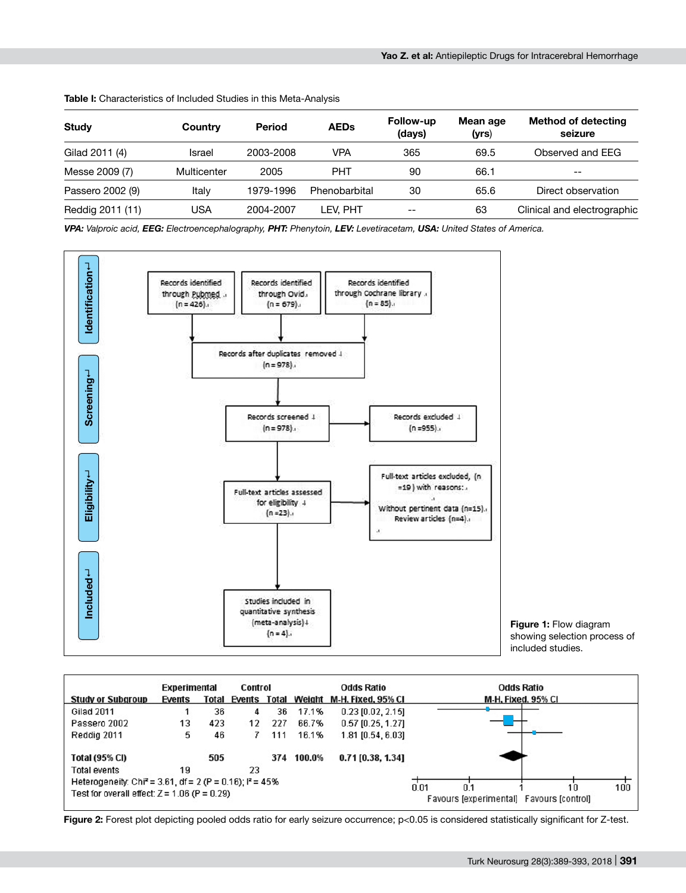**Table I:** Characteristics of Included Studies in this Meta-Analysis

| Study | Country | Period | AEDs | Follow-up (days) | Mean age (yrs) | Method of detecting seizure |
|---|---|---|---|---|---|---|
| Gilad 2011 (4) | Israel | 2003-2008 | VPA | 365 | 69.5 | Observed and EEG |
| Messe 2009 (7) | Multicenter | 2005 | PHT | 90 | 66.1 | -- |
| Passero 2002 (9) | Italy | 1979-1996 | Phenobarbital | 30 | 65.6 | Direct observation |
| Reddig 2011 (11) | USA | 2004-2007 | LEV, PHT | -- | 63 | Clinical and electrographic |

*VPA: Valproic acid, EEG: Electroencephalography, PHT: Phenytoin, LEV: Levetiracetam, USA: United States of America.*

Identification: Records identified through Pubmed (n = 426); Records identified through Ovid (n = 679); Records identified through Cochrane library (n = 85)

Records after duplicates removed (n = 978)

Screening: Records screened (n = 978) → Records excluded (n = 955)

Eligibility: Full-text articles assessed for eligibility (n = 23) → Full-text articles excluded, (n = 19) with reasons: Without pertinent data (n = 15). Review articles (n = 4).

Included: Studies included in quantitative synthesis (meta-analysis) (n = 4).

**Figure 1:** Flow diagram showing selection process of included studies.

| Study or Subgroup | Experimental Events | Experimental Total | Control Events | Control Total | Weight | Odds Ratio M-H, Fixed, 95% CI |
|---|---|---|---|---|---|---|
| Gilad 2011 | 1 | 36 | 4 | 36 | 17.1% | 0.23 [0.02, 2.15] |
| Passero 2002 | 13 | 423 | 12 | 227 | 66.7% | 0.57 [0.25, 1.27] |
| Reddig 2011 | 5 | 46 | 7 | 111 | 16.1% | 1.81 [0.54, 6.03] |
| **Total (95% CI)** | | **505** | | **374** | **100.0%** | **0.71 [0.38, 1.34]** |
| Total events | 19 | | 23 | | | |

Heterogeneity: $Chi^2 = 3.61$, df = 2 (P = 0.16); $I^2 = 45\%$
Test for overall effect: Z = 1.06 (P = 0.29)

Favours [experimental] Favours [control]

**Figure 2:** Forest plot depicting pooled odds ratio for early seizure occurrence; $p<0.05$ is considered statistically significant for Z-test.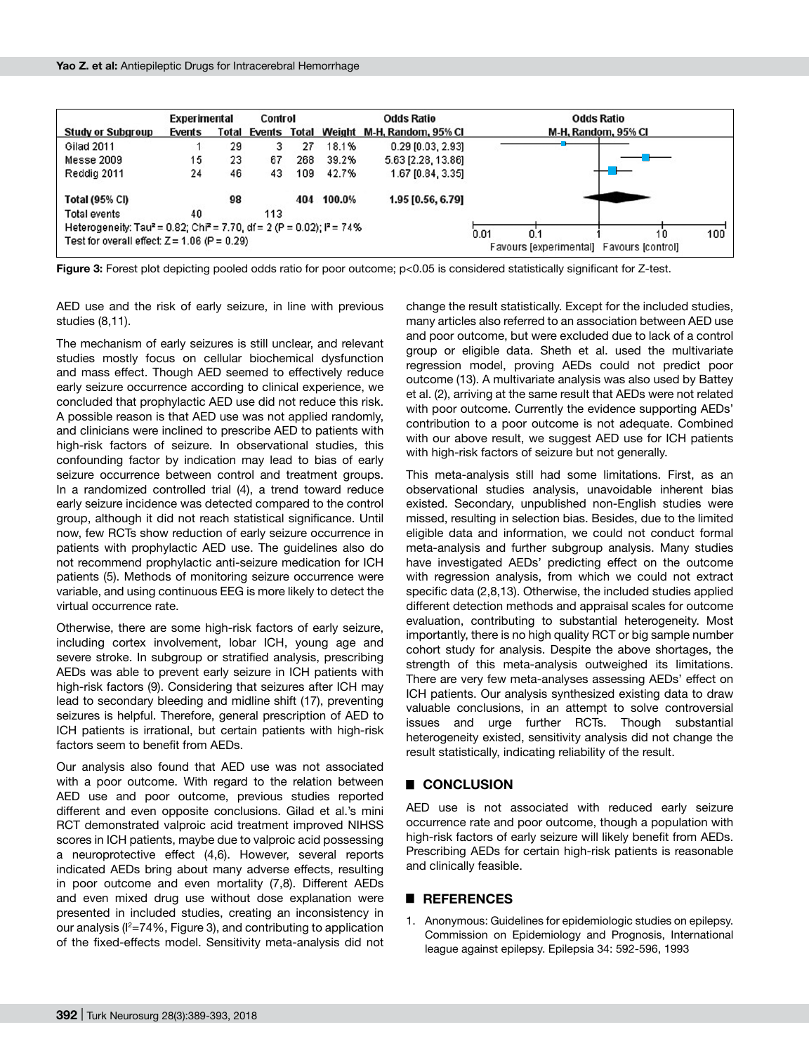| Study or Subgroup | Experimental Events | Experimental Total | Control Events | Control Total | Weight | Odds Ratio M-H, Random, 95% CI |
|---|---|---|---|---|---|---|
| Gilad 2011 | 1 | 29 | 3 | 27 | 18.1% | 0.29 [0.03, 2.93] |
| Messe 2009 | 15 | 23 | 67 | 268 | 39.2% | 5.63 [2.28, 13.86] |
| Reddig 2011 | 24 | 46 | 43 | 109 | 42.7% | 1.67 [0.84, 3.35] |
| **Total (95% CI)** | | **98** | | **404** | **100.0%** | **1.95 [0.56, 6.79]** |
| Total events | 40 | | 113 | | | |

Heterogeneity: $Tau^2 = 0.82$; $Chi^2 = 7.70$, df = 2 (P = 0.02); $I^2 = 74\%$
Test for overall effect: Z = 1.06 (P = 0.29)

Favours [experimental] Favours [control]

**Figure 3:** Forest plot depicting pooled odds ratio for poor outcome; p<0.05 is considered statistically significant for Z-test.

AED use and the risk of early seizure, in line with previous studies (8,11).

The mechanism of early seizures is still unclear, and relevant studies mostly focus on cellular biochemical dysfunction and mass effect. Though AED seemed to effectively reduce early seizure occurrence according to clinical experience, we concluded that prophylactic AED use did not reduce this risk. A possible reason is that AED use was not applied randomly, and clinicians were inclined to prescribe AED to patients with high-risk factors of seizure. In observational studies, this confounding factor by indication may lead to bias of early seizure occurrence between control and treatment groups. In a randomized controlled trial (4), a trend toward reduce early seizure incidence was detected compared to the control group, although it did not reach statistical significance. Until now, few RCTs show reduction of early seizure occurrence in patients with prophylactic AED use. The guidelines also do not recommend prophylactic anti-seizure medication for ICH patients (5). Methods of monitoring seizure occurrence were variable, and using continuous EEG is more likely to detect the virtual occurrence rate.

Otherwise, there are some high-risk factors of early seizure, including cortex involvement, lobar ICH, young age and severe stroke. In subgroup or stratified analysis, prescribing AEDs was able to prevent early seizure in ICH patients with high-risk factors (9). Considering that seizures after ICH may lead to secondary bleeding and midline shift (17), preventing seizures is helpful. Therefore, general prescription of AED to ICH patients is irrational, but certain patients with high-risk factors seem to benefit from AEDs.

Our analysis also found that AED use was not associated with a poor outcome. With regard to the relation between AED use and poor outcome, previous studies reported different and even opposite conclusions. Gilad et al.'s mini RCT demonstrated valproic acid treatment improved NIHSS scores in ICH patients, maybe due to valproic acid possessing a neuroprotective effect (4,6). However, several reports indicated AEDs bring about many adverse effects, resulting in poor outcome and even mortality (7,8). Different AEDs and even mixed drug use without dose explanation were presented in included studies, creating an inconsistency in our analysis ($I^2$=74%, Figure 3), and contributing to application of the fixed-effects model. Sensitivity meta-analysis did not change the result statistically. Except for the included studies, many articles also referred to an association between AED use and poor outcome, but were excluded due to lack of a control group or eligible data. Sheth et al. used the multivariate regression model, proving AEDs could not predict poor outcome (13). A multivariate analysis was also used by Battey et al. (2), arriving at the same result that AEDs were not related with poor outcome. Currently the evidence supporting AEDs' contribution to a poor outcome is not adequate. Combined with our above result, we suggest AED use for ICH patients with high-risk factors of seizure but not generally.

This meta-analysis still had some limitations. First, as an observational studies analysis, unavoidable inherent bias existed. Secondary, unpublished non-English studies were missed, resulting in selection bias. Besides, due to the limited eligible data and information, we could not conduct formal meta-analysis and further subgroup analysis. Many studies have investigated AEDs' predicting effect on the outcome with regression analysis, from which we could not extract specific data (2,8,13). Otherwise, the included studies applied different detection methods and appraisal scales for outcome evaluation, contributing to substantial heterogeneity. Most importantly, there is no high quality RCT or big sample number cohort study for analysis. Despite the above shortages, the strength of this meta-analysis outweighed its limitations. There are very few meta-analyses assessing AEDs' effect on ICH patients. Our analysis synthesized existing data to draw valuable conclusions, in an attempt to solve controversial issues and urge further RCTs. Though substantial heterogeneity existed, sensitivity analysis did not change the result statistically, indicating reliability of the result.

## ■ CONCLUSION

AED use is not associated with reduced early seizure occurrence rate and poor outcome, though a population with high-risk factors of early seizure will likely benefit from AEDs. Prescribing AEDs for certain high-risk patients is reasonable and clinically feasible.

## ■ REFERENCES

1. Anonymous: Guidelines for epidemiologic studies on epilepsy. Commission on Epidemiology and Prognosis, International league against epilepsy. Epilepsia 34: 592-596, 1993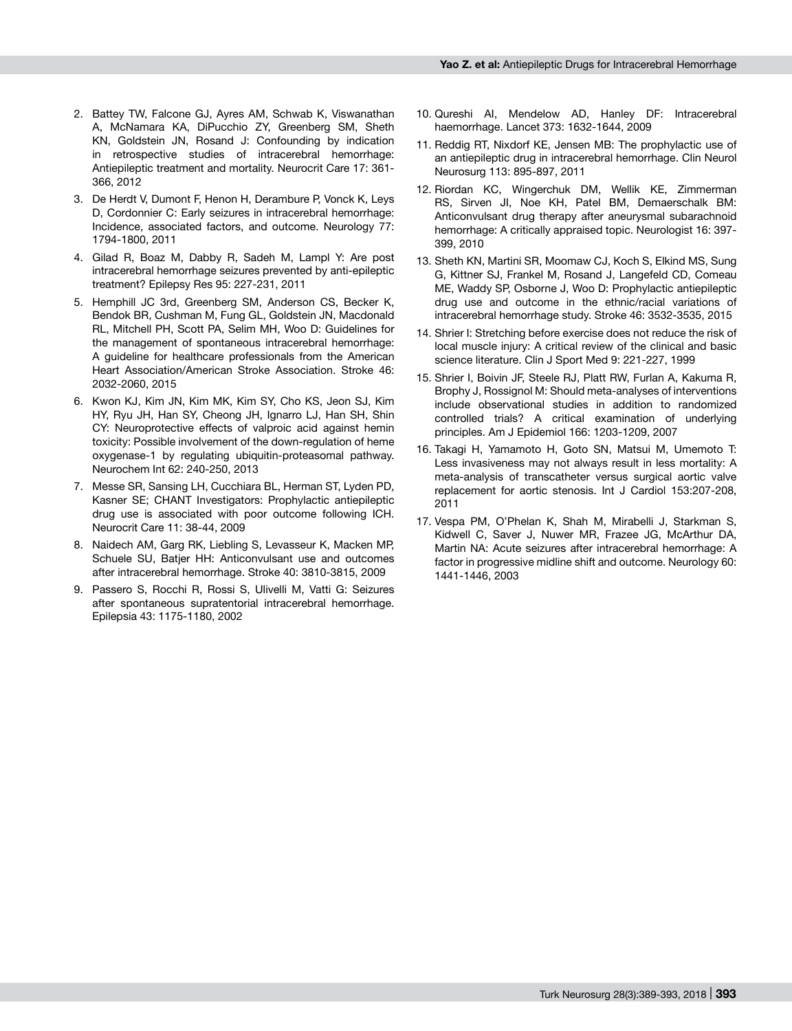2. Battey TW, Falcone GJ, Ayres AM, Schwab K, Viswanathan A, McNamara KA, DiPucchio ZY, Greenberg SM, Sheth KN, Goldstein JN, Rosand J: Confounding by indication in retrospective studies of intracerebral hemorrhage: Antiepileptic treatment and mortality. Neurocrit Care 17: 361-366, 2012

3. De Herdt V, Dumont F, Henon H, Derambure P, Vonck K, Leys D, Cordonnier C: Early seizures in intracerebral hemorrhage: Incidence, associated factors, and outcome. Neurology 77: 1794-1800, 2011

4. Gilad R, Boaz M, Dabby R, Sadeh M, Lampl Y: Are post intracerebral hemorrhage seizures prevented by anti-epileptic treatment? Epilepsy Res 95: 227-231, 2011

5. Hemphill JC 3rd, Greenberg SM, Anderson CS, Becker K, Bendok BR, Cushman M, Fung GL, Goldstein JN, Macdonald RL, Mitchell PH, Scott PA, Selim MH, Woo D: Guidelines for the management of spontaneous intracerebral hemorrhage: A guideline for healthcare professionals from the American Heart Association/American Stroke Association. Stroke 46: 2032-2060, 2015

6. Kwon KJ, Kim JN, Kim MK, Kim SY, Cho KS, Jeon SJ, Kim HY, Ryu JH, Han SY, Cheong JH, Ignarro LJ, Han SH, Shin CY: Neuroprotective effects of valproic acid against hemin toxicity: Possible involvement of the down-regulation of heme oxygenase-1 by regulating ubiquitin-proteasomal pathway. Neurochem Int 62: 240-250, 2013

7. Messe SR, Sansing LH, Cucchiara BL, Herman ST, Lyden PD, Kasner SE; CHANT Investigators: Prophylactic antiepileptic drug use is associated with poor outcome following ICH. Neurocrit Care 11: 38-44, 2009

8. Naidech AM, Garg RK, Liebling S, Levasseur K, Macken MP, Schuele SU, Batjer HH: Anticonvulsant use and outcomes after intracerebral hemorrhage. Stroke 40: 3810-3815, 2009

9. Passero S, Rocchi R, Rossi S, Ulivelli M, Vatti G: Seizures after spontaneous supratentorial intracerebral hemorrhage. Epilepsia 43: 1175-1180, 2002

10. Qureshi AI, Mendelow AD, Hanley DF: Intracerebral haemorrhage. Lancet 373: 1632-1644, 2009

11. Reddig RT, Nixdorf KE, Jensen MB: The prophylactic use of an antiepileptic drug in intracerebral hemorrhage. Clin Neurol Neurosurg 113: 895-897, 2011

12. Riordan KC, Wingerchuk DM, Wellik KE, Zimmerman RS, Sirven JI, Noe KH, Patel BM, Demaerschalk BM: Anticonvulsant drug therapy after aneurysmal subarachnoid hemorrhage: A critically appraised topic. Neurologist 16: 397-399, 2010

13. Sheth KN, Martini SR, Moomaw CJ, Koch S, Elkind MS, Sung G, Kittner SJ, Frankel M, Rosand J, Langefeld CD, Comeau ME, Waddy SP, Osborne J, Woo D: Prophylactic antiepileptic drug use and outcome in the ethnic/racial variations of intracerebral hemorrhage study. Stroke 46: 3532-3535, 2015

14. Shrier I: Stretching before exercise does not reduce the risk of local muscle injury: A critical review of the clinical and basic science literature. Clin J Sport Med 9: 221-227, 1999

15. Shrier I, Boivin JF, Steele RJ, Platt RW, Furlan A, Kakuma R, Brophy J, Rossignol M: Should meta-analyses of interventions include observational studies in addition to randomized controlled trials? A critical examination of underlying principles. Am J Epidemiol 166: 1203-1209, 2007

16. Takagi H, Yamamoto H, Goto SN, Matsui M, Umemoto T: Less invasiveness may not always result in less mortality: A meta-analysis of transcatheter versus surgical aortic valve replacement for aortic stenosis. Int J Cardiol 153:207-208, 2011

17. Vespa PM, O'Phelan K, Shah M, Mirabelli J, Starkman S, Kidwell C, Saver J, Nuwer MR, Frazee JG, McArthur DA, Martin NA: Acute seizures after intracerebral hemorrhage: A factor in progressive midline shift and outcome. Neurology 60: 1441-1446, 2003